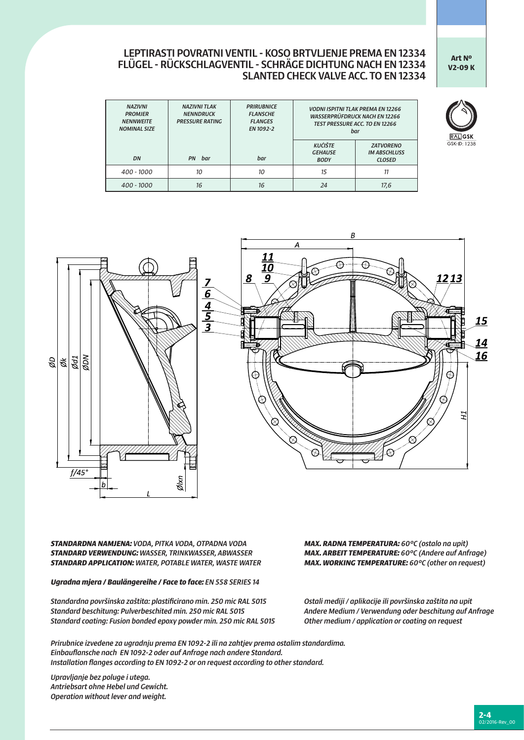# LEPTIRASTI POVRATNI VENTIL - KOSO BRTVLJENJE PREMA EN 12334
# FLÜGEL - RÜCKSCHLAGVENTIL - SCHRÄGE DICHTUNG NACH EN 12334
# SLANTED CHECK VALVE ACC. TO EN 12334

**Art Nº V2-09 K**

| NAZIVNI PROMJER NENNWEITE NOMINAL SIZE | NAZIVNI TLAK NENNDRUCK PRESSURE RATING | PRIRUBNICE FLANSCHE FLANGES EN 1092-2 | VODNI ISPITNI TLAK PREMA EN 12266 WASSERPRÜFDRUCK NACH EN 12266 TEST PRESSURE ACC. TO EN 12266 bar | |
|---|---|---|---|---|
| | | | KUĆIŠTE GEHAUSE BODY | ZATVORENO IM ABSCHLUSS CLOSED |
| DN | PN bar | bar | | |
| 400 - 1000 | 10 | 10 | 15 | 11 |
| 400 - 1000 | 16 | 16 | 24 | 17,6 |

RAL GSK
GSK-ID: 1238

***STANDARDNA NAMJENA:*** *VODA, PITKA VODA, OTPADNA VODA*
***STANDARD VERWENDUNG:*** *WASSER, TRINKWASSER, ABWASSER*
***STANDARD APPLICATION:*** *WATER, POTABLE WATER, WASTE WATER*

***MAX. RADNA TEMPERATURA:*** *60°C (ostalo na upit)*
***MAX. ARBEIT TEMPERATURE:*** *60°C (Andere auf Anfrage)*
***MAX. WORKING TEMPERATURE:*** *60°C (other on request)*

***Ugradna mjera / Baulängereihe / Face to face:*** *EN 558 SERIES 14*

*Standardna površinska zaštita: plastificirano min. 250 mic RAL 5015*
*Standard beschitung: Pulverbeschitet min. 250 mic RAL 5015*
*Standard coating: Fusion bonded epoxy powder min. 250 mic RAL 5015*

*Ostali mediji / aplikacije ili površinska zaštita na upit*
*Andere Medium / Verwendung oder beschitung auf Anfrage*
*Other medium / application or coating on request*

*Prirubnice izvedene za ugradnju prema EN 1092-2 ili na zahtjev prema ostalim standardima.*
*Einbauflansche nach EN 1092-2 oder auf Anfrage nach andere Standard.*
*Installation flanges according to EN 1092-2 or on request according to other standard.*

*Upravljanje bez poluge i utega.*
*Antriebsart ohne Hebel und Gewicht.*
*Operation without lever and weight.*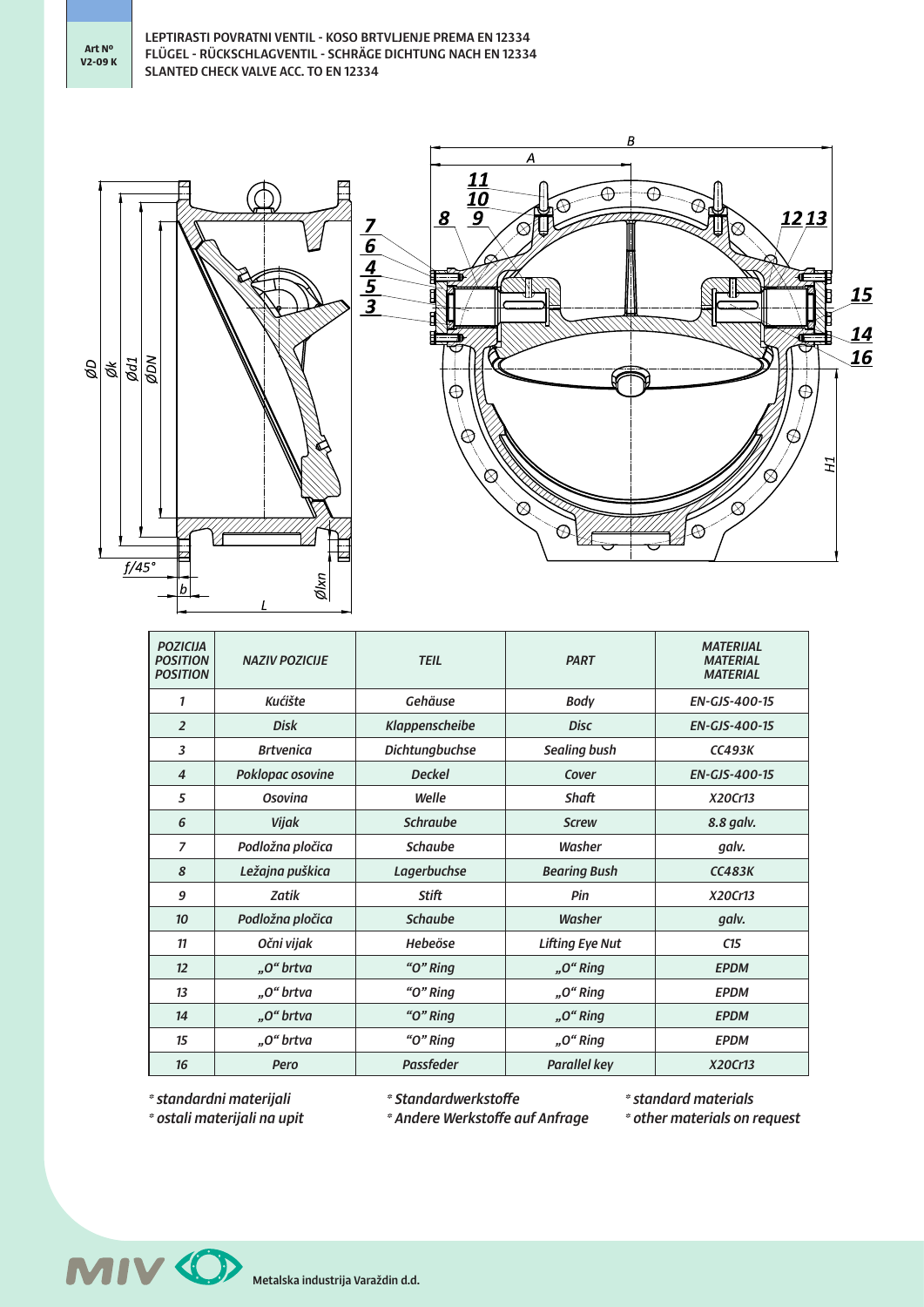Art Nº V2-09 K

# LEPTIRASTI POVRATNI VENTIL - KOSO BRTVLJENJE PREMA EN 12334
# FLÜGEL - RÜCKSCHLAGVENTIL - SCHRÄGE DICHTUNG NACH EN 12334
# SLANTED CHECK VALVE ACC. TO EN 12334

| POZICIJA POSITION POSITION | NAZIV POZICIJE | TEIL | PART | MATERIJAL MATERIAL MATERIAL |
|---|---|---|---|---|
| 1 | Kućište | Gehäuse | Body | EN-GJS-400-15 |
| 2 | Disk | Klappenscheibe | Disc | EN-GJS-400-15 |
| 3 | Brtvenica | Dichtungbuchse | Sealing bush | CC493K |
| 4 | Poklopac osovine | Deckel | Cover | EN-GJS-400-15 |
| 5 | Osovina | Welle | Shaft | X20Cr13 |
| 6 | Vijak | Schraube | Screw | 8.8 galv. |
| 7 | Podložna pločica | Schaube | Washer | galv. |
| 8 | Ležajna puškica | Lagerbuchse | Bearing Bush | CC483K |
| 9 | Zatik | Stift | Pin | X20Cr13 |
| 10 | Podložna pločica | Schaube | Washer | galv. |
| 11 | Očni vijak | Hebeöse | Lifting Eye Nut | C15 |
| 12 | „O" brtva | "O" Ring | „O" Ring | EPDM |
| 13 | „O" brtva | "O" Ring | „O" Ring | EPDM |
| 14 | „O" brtva | "O" Ring | „O" Ring | EPDM |
| 15 | „O" brtva | "O" Ring | „O" Ring | EPDM |
| 16 | Pero | Passfeder | Parallel key | X20Cr13 |

\* standardni materijali
\* ostali materijali na upit

\* Standardwerkstoffe
\* Andere Werkstoffe auf Anfrage

\* standard materials
\* other materials on request

MIV Metalska industrija Varaždin d.d.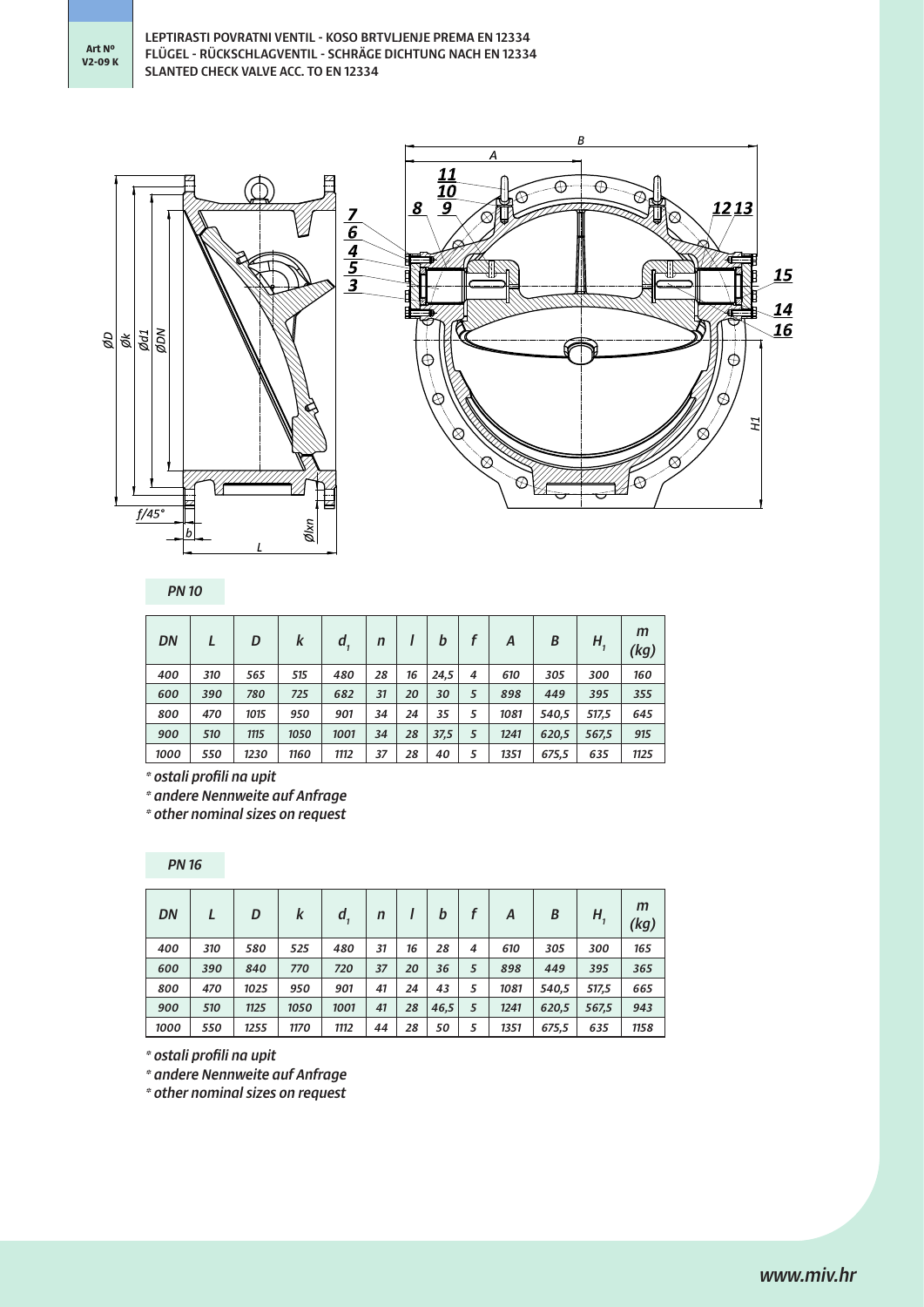Art Nº V2-09 K

LEPTIRASTI POVRATNI VENTIL - KOSO BRTVLJENJE PREMA EN 12334
FLÜGEL - RÜCKSCHLAGVENTIL - SCHRÄGE DICHTUNG NACH EN 12334
SLANTED CHECK VALVE ACC. TO EN 12334

*PN 10*

| DN | L | D | k | $d_1$ | n | l | b | f | A | B | $H_1$ | m (kg) |
|---|---|---|---|---|---|---|---|---|---|---|---|---|
| 400 | 310 | 565 | 515 | 480 | 28 | 16 | 24,5 | 4 | 610 | 305 | 300 | 160 |
| 600 | 390 | 780 | 725 | 682 | 31 | 20 | 30 | 5 | 898 | 449 | 395 | 355 |
| 800 | 470 | 1015 | 950 | 901 | 34 | 24 | 35 | 5 | 1081 | 540,5 | 517,5 | 645 |
| 900 | 510 | 1115 | 1050 | 1001 | 34 | 28 | 37,5 | 5 | 1241 | 620,5 | 567,5 | 915 |
| 1000 | 550 | 1230 | 1160 | 1112 | 37 | 28 | 40 | 5 | 1351 | 675,5 | 635 | 1125 |

*\* ostali profili na upit*
*\* andere Nennweite auf Anfrage*
*\* other nominal sizes on request*

*PN 16*

| DN | L | D | k | $d_1$ | n | l | b | f | A | B | $H_1$ | m (kg) |
|---|---|---|---|---|---|---|---|---|---|---|---|---|
| 400 | 310 | 580 | 525 | 480 | 31 | 16 | 28 | 4 | 610 | 305 | 300 | 165 |
| 600 | 390 | 840 | 770 | 720 | 37 | 20 | 36 | 5 | 898 | 449 | 395 | 365 |
| 800 | 470 | 1025 | 950 | 901 | 41 | 24 | 43 | 5 | 1081 | 540,5 | 517,5 | 665 |
| 900 | 510 | 1125 | 1050 | 1001 | 41 | 28 | 46,5 | 5 | 1241 | 620,5 | 567,5 | 943 |
| 1000 | 550 | 1255 | 1170 | 1112 | 44 | 28 | 50 | 5 | 1351 | 675,5 | 635 | 1158 |

*\* ostali profili na upit*
*\* andere Nennweite auf Anfrage*
*\* other nominal sizes on request*